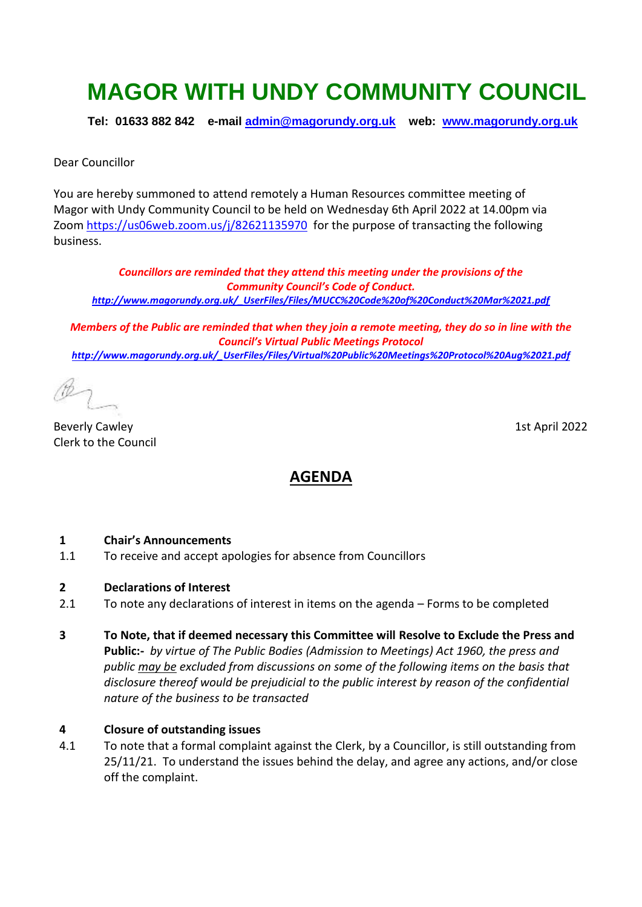# MAGOR WITH UNDY COMMUNITY COUNCIL

**Tel: 01633 882 842 e-mail admin@magorundy.org.uk web: www.magorundy.org.uk**

Dear Councillor

You are hereby summoned to attend remotely a Human Resources committee meeting of Magor with Undy Community Council to be held on Wednesday 6th April 2022 at 14.00pm via Zoom https://us06web.zoom.us/j/82621135970 for the purpose of transacting the following business.

***Councillors are reminded that they attend this meeting under the provisions of the Community Council's Code of Conduct.***
***http://www.magorundy.org.uk/_UserFiles/Files/MUCC%20Code%20of%20Conduct%20Mar%2021.pdf***

***Members of the Public are reminded that when they join a remote meeting, they do so in line with the Council's Virtual Public Meetings Protocol***
***http://www.magorundy.org.uk/_UserFiles/Files/Virtual%20Public%20Meetings%20Protocol%20Aug%2021.pdf***

Beverly Cawley
Clerk to the Council

1st April 2022

## AGENDA

**1 Chair's Announcements**

1.1 To receive and accept apologies for absence from Councillors

**2 Declarations of Interest**

2.1 To note any declarations of interest in items on the agenda – Forms to be completed

**3 To Note, that if deemed necessary this Committee will Resolve to Exclude the Press and Public:-** *by virtue of The Public Bodies (Admission to Meetings) Act 1960, the press and public may be excluded from discussions on some of the following items on the basis that disclosure thereof would be prejudicial to the public interest by reason of the confidential nature of the business to be transacted*

**4 Closure of outstanding issues**

4.1 To note that a formal complaint against the Clerk, by a Councillor, is still outstanding from 25/11/21. To understand the issues behind the delay, and agree any actions, and/or close off the complaint.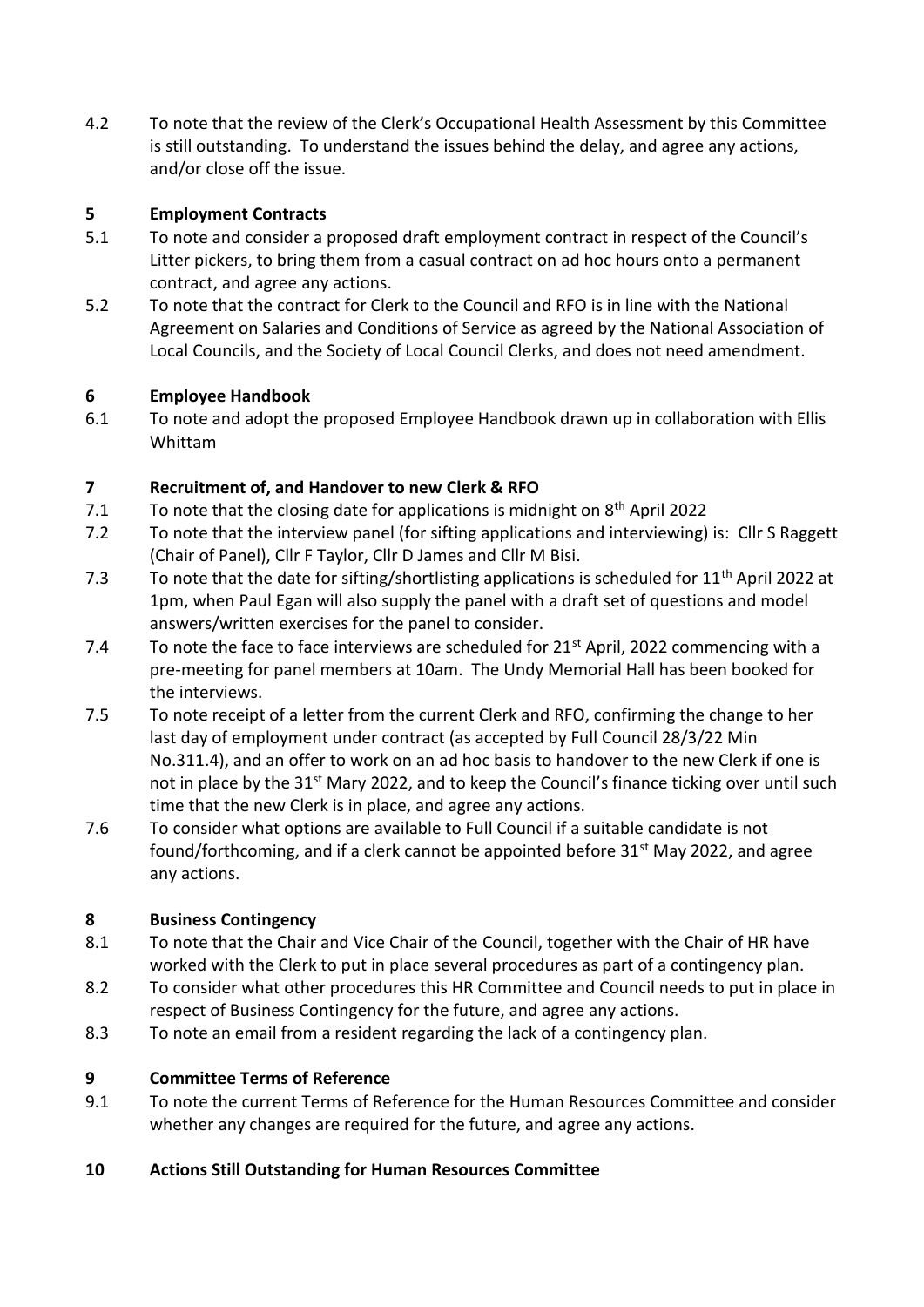4.2 To note that the review of the Clerk's Occupational Health Assessment by this Committee is still outstanding. To understand the issues behind the delay, and agree any actions, and/or close off the issue.

## 5 Employment Contracts

5.1 To note and consider a proposed draft employment contract in respect of the Council's Litter pickers, to bring them from a casual contract on ad hoc hours onto a permanent contract, and agree any actions.

5.2 To note that the contract for Clerk to the Council and RFO is in line with the National Agreement on Salaries and Conditions of Service as agreed by the National Association of Local Councils, and the Society of Local Council Clerks, and does not need amendment.

## 6 Employee Handbook

6.1 To note and adopt the proposed Employee Handbook drawn up in collaboration with Ellis Whittam

## 7 Recruitment of, and Handover to new Clerk & RFO

7.1 To note that the closing date for applications is midnight on 8th April 2022

7.2 To note that the interview panel (for sifting applications and interviewing) is: Cllr S Raggett (Chair of Panel), Cllr F Taylor, Cllr D James and Cllr M Bisi.

7.3 To note that the date for sifting/shortlisting applications is scheduled for 11th April 2022 at 1pm, when Paul Egan will also supply the panel with a draft set of questions and model answers/written exercises for the panel to consider.

7.4 To note the face to face interviews are scheduled for 21st April, 2022 commencing with a pre-meeting for panel members at 10am. The Undy Memorial Hall has been booked for the interviews.

7.5 To note receipt of a letter from the current Clerk and RFO, confirming the change to her last day of employment under contract (as accepted by Full Council 28/3/22 Min No.311.4), and an offer to work on an ad hoc basis to handover to the new Clerk if one is not in place by the 31st Mary 2022, and to keep the Council's finance ticking over until such time that the new Clerk is in place, and agree any actions.

7.6 To consider what options are available to Full Council if a suitable candidate is not found/forthcoming, and if a clerk cannot be appointed before 31st May 2022, and agree any actions.

## 8 Business Contingency

8.1 To note that the Chair and Vice Chair of the Council, together with the Chair of HR have worked with the Clerk to put in place several procedures as part of a contingency plan.

8.2 To consider what other procedures this HR Committee and Council needs to put in place in respect of Business Contingency for the future, and agree any actions.

8.3 To note an email from a resident regarding the lack of a contingency plan.

## 9 Committee Terms of Reference

9.1 To note the current Terms of Reference for the Human Resources Committee and consider whether any changes are required for the future, and agree any actions.

## 10 Actions Still Outstanding for Human Resources Committee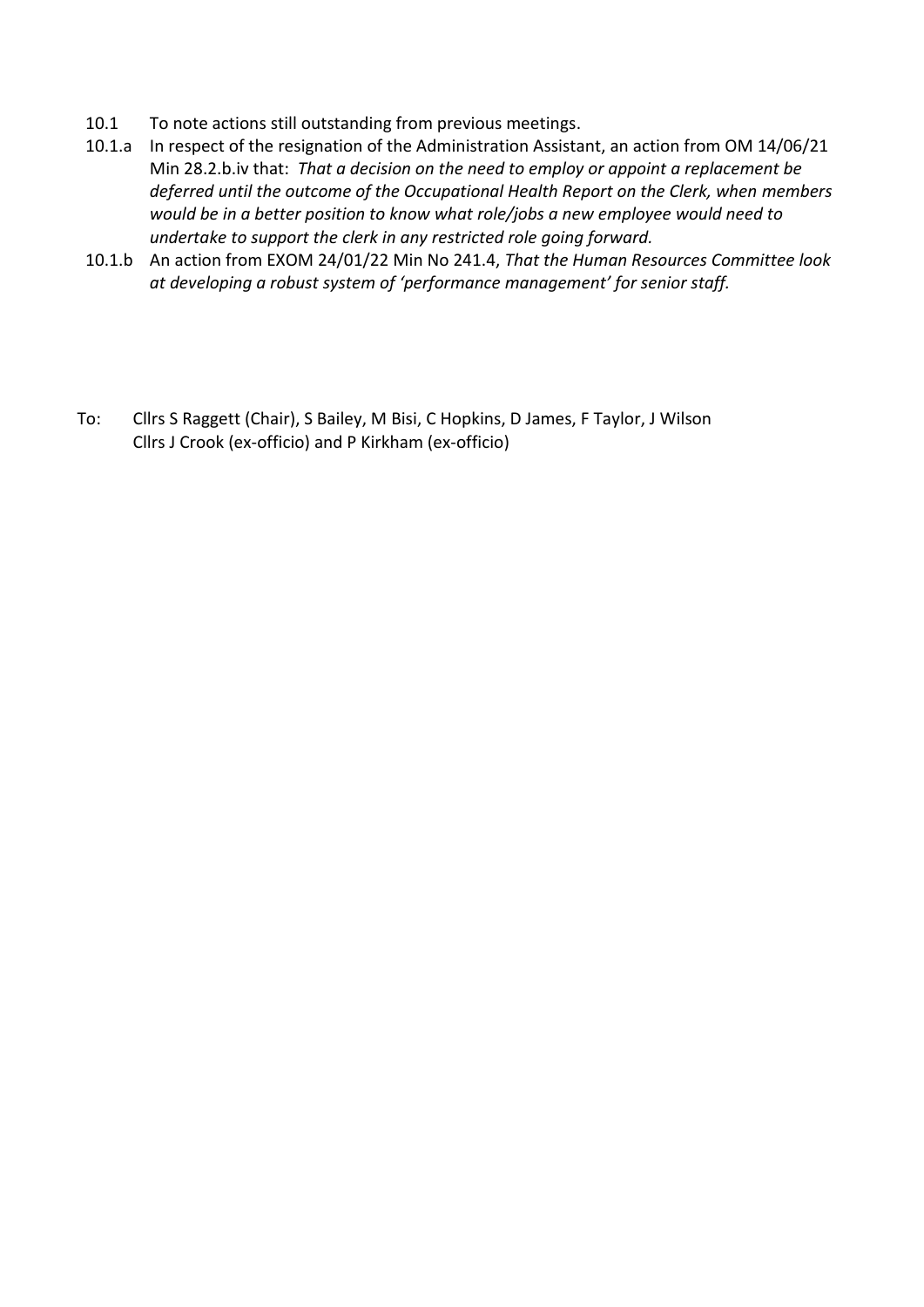10.1 To note actions still outstanding from previous meetings.

10.1.a In respect of the resignation of the Administration Assistant, an action from OM 14/06/21 Min 28.2.b.iv that: *That a decision on the need to employ or appoint a replacement be deferred until the outcome of the Occupational Health Report on the Clerk, when members would be in a better position to know what role/jobs a new employee would need to undertake to support the clerk in any restricted role going forward.*

10.1.b An action from EXOM 24/01/22 Min No 241.4, *That the Human Resources Committee look at developing a robust system of 'performance management' for senior staff.*

To: Cllrs S Raggett (Chair), S Bailey, M Bisi, C Hopkins, D James, F Taylor, J Wilson
Cllrs J Crook (ex-officio) and P Kirkham (ex-officio)